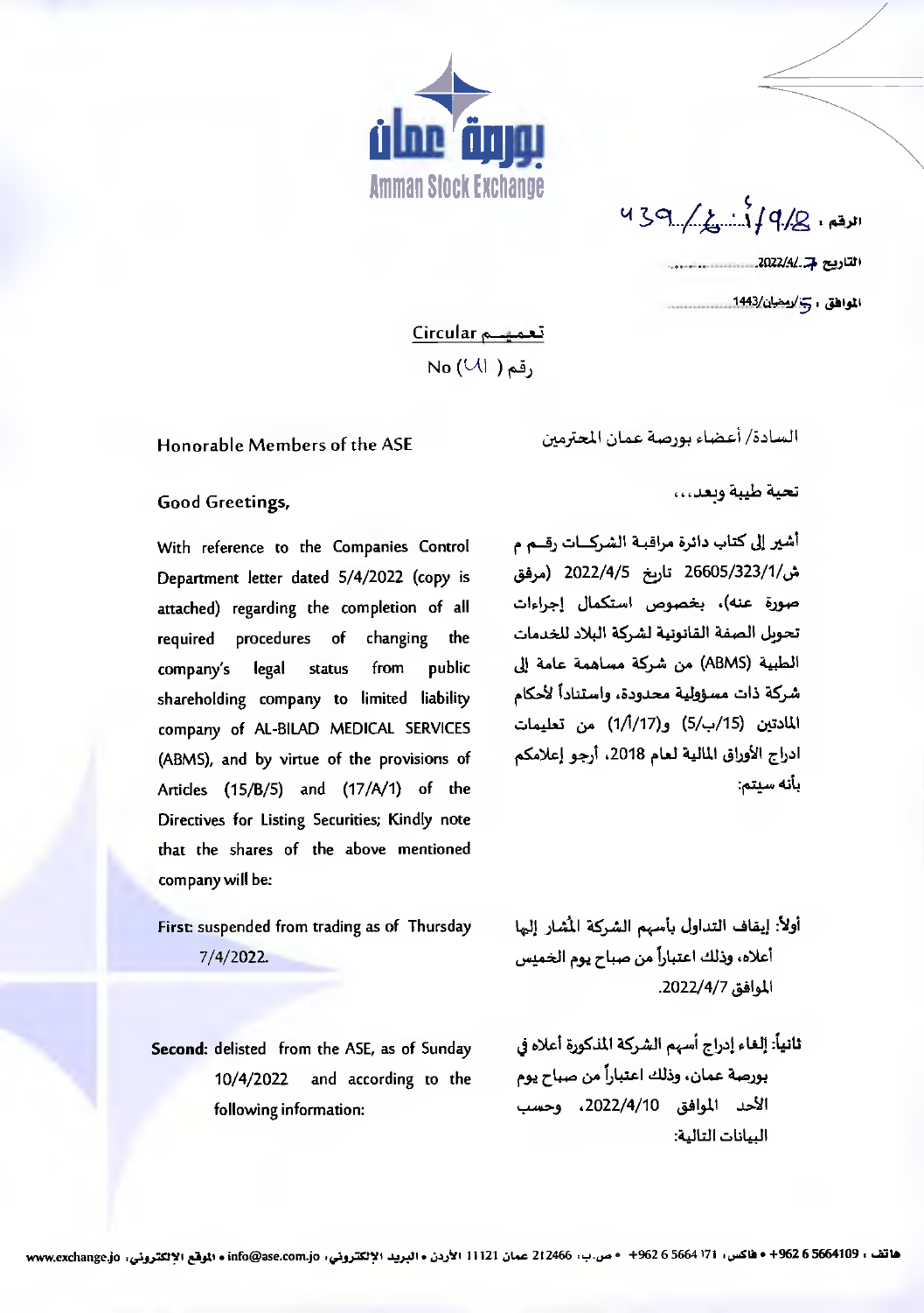بورصة عمان
Amman Stock Exchange

الرقم : 439/ع/9/8

التاريخ : 2022/4/7

الموافق : 5/رمضان/1443

## تعميم Circular

رقم ( 41 ) No

السادة/ أعضاء بورصة عمان المحترمين

Honorable Members of the ASE

تحية طيبة وبعد،،،

Good Greetings,

أشير إلى كتاب دائرة مراقبة الشركات رقم م ش/26605/323/1 تاريخ 2022/4/5 (مرفق صورة عنه)، بخصوص استكمال إجراءات تحويل الصفة القانونية لشركة البلاد للخدمات الطبية (ABMS) من شركة مساهمة عامة إلى شركة ذات مسؤولية محدودة، واستناداً لأحكام المادتين (15/ب/5) و(17/أ/1) من تعليمات ادراج الأوراق المالية لعام 2018، أرجو إعلامكم بأنه سيتم:

With reference to the Companies Control Department letter dated 5/4/2022 (copy is attached) regarding the completion of all required procedures of changing the company's legal status from public shareholding company to limited liability company of AL-BILAD MEDICAL SERVICES (ABMS), and by virtue of the provisions of Articles (15/B/5) and (17/A/1) of the Directives for Listing Securities; Kindly note that the shares of the above mentioned company will be:

أولاً: إيقاف التداول بأسهم الشركة المشار إليها أعلاه، وذلك اعتباراً من صباح يوم الخميس الموافق 2022/4/7.

First: suspended from trading as of Thursday 7/4/2022.

ثانياً: إلغاء إدراج أسهم الشركة المذكورة أعلاه في بورصة عمان، وذلك اعتباراً من صباح يوم الأحد الموافق 2022/4/10، وحسب البيانات التالية:

**Second:** delisted from the ASE, as of Sunday 10/4/2022 and according to the following information: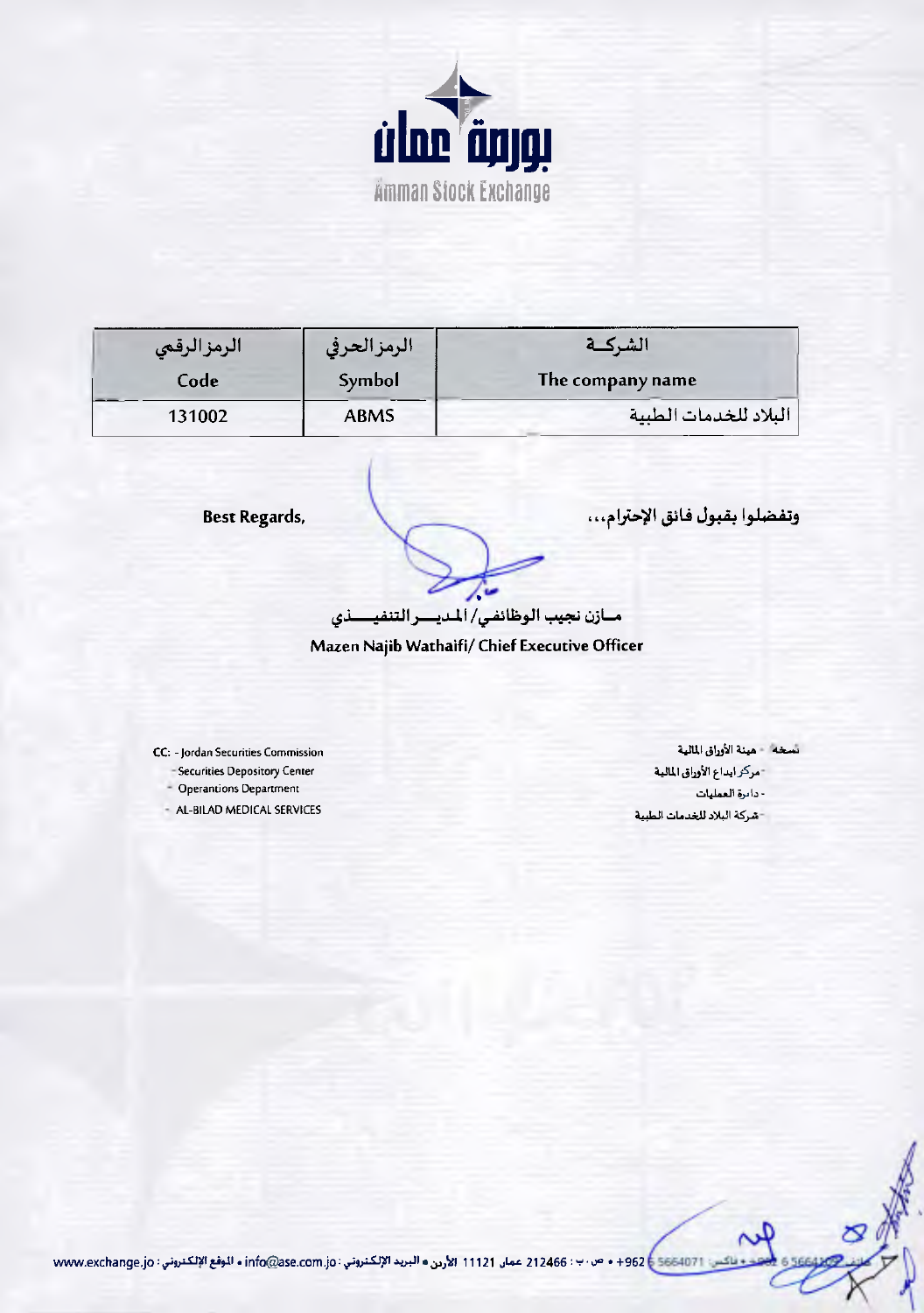| الرمز الرقمي Code | الرمز الحرفي Symbol | الشركة The company name |
|---|---|---|
| 131002 | ABMS | البلاد للخدمات الطبية |

وتفضلوا بقبول فائق الإحترام،،،

Best Regards,

مازن نجيب الوظائفي/ المدير التنفيذي

Mazen Najib Wathaifi/ Chief Executive Officer

نسخة: - هيئة الأوراق المالية
- مركز ايداع الأوراق المالية
- دائرة العمليات
- شركة البلاد للخدمات الطبية

CC: - Jordan Securities Commission
- Securities Depository Center
- Operantions Department
- AL-BILAD MEDICAL SERVICES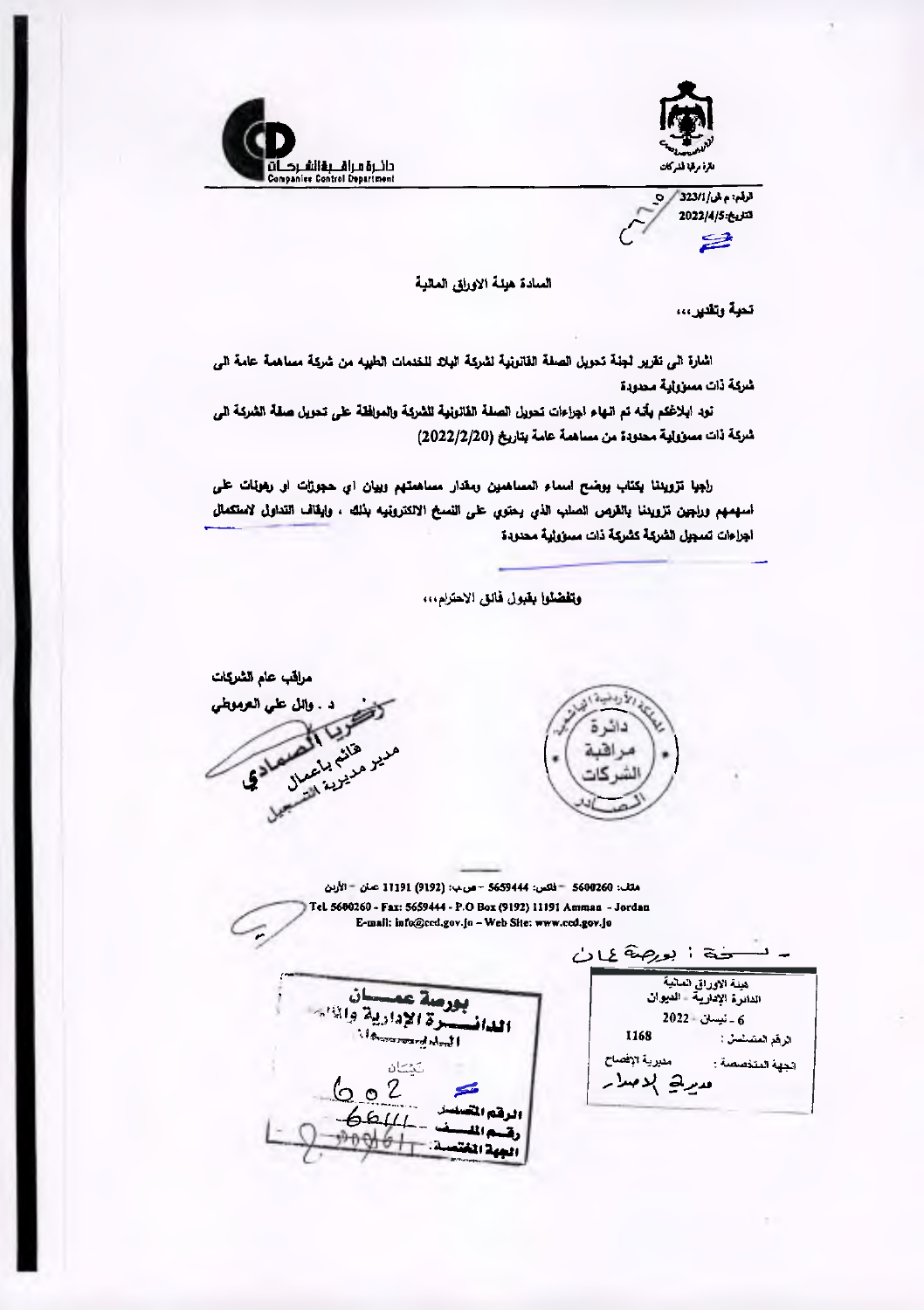دائـرة مراقـبة الشـركـات
Companies Control Department

دائرة مراقبة الشركات

الرقم: م ش/323/1
التاريخ: 2022/4/5

السادة هيئة الاوراق المالية

تحية وتقدير،،،

اشارة الى تقرير لجنة تحويل الصفة القانونية لشركة البلاد للخدمات الطبيه من شركة مساهمة عامة الى شركة ذات مسؤولية محدودة

نود ابلاغكم بأنه تم انهاء اجراءات تحويل الصفة القانونية للشركة والموافقة على تحويل صفة الشركة الى شركة ذات مسؤولية محدودة من مساهمة عامة بتاريخ (2022/2/20)

راجيا تزويدنا بكتاب يوضح اسماء المساهمين ومقدار مساهمتهم وبيان اي حجوزات او رهونات على اسهمهم وراجين تزويدنا بالقرص الصلب الذي يحتوي على النسخ الالكترونيه بذلك ، وايقاف التداول لاستكمال اجراءات تسجيل الشركة كشركة ذات مسؤولية محدودة

وتفضلوا بقبول فائق الاحترام،،،

مراقب عام الشركات
د . وائل علي العموطي

زكريا الصمادي
قائم بأعمال
مدير مديرية التسجيل

المملكة الأردنية الهاشمية
دائرة مراقبة الشركات
الصادر

هاتف: 5600260 - فاكس: 5659444 - ص.ب: (9192) 11191 عمان - الأردن
Tel. 5600260 - Fax: 5659444 - P.O Box (9192) 11191 Amman - Jordan
E-mail: info@ccd.gov.jo – Web Site: www.ccd.gov.jo

- نسخة : بورصة عمان

| |
|---|
| هيئة الاوراق المالية |
| الدائرة الإدارية - الديوان |
| 6 - نيسان - 2022 |
| الرقم المتسلسل : 1168 |
| الجهة المتخصصة : مديرية الإفصاح |

بورصة عمان
الدائرة الإدارية والمالية
نيسان
الرقم المتسلسل: 602
رقم الملف: 6611
الجهة المختصة: